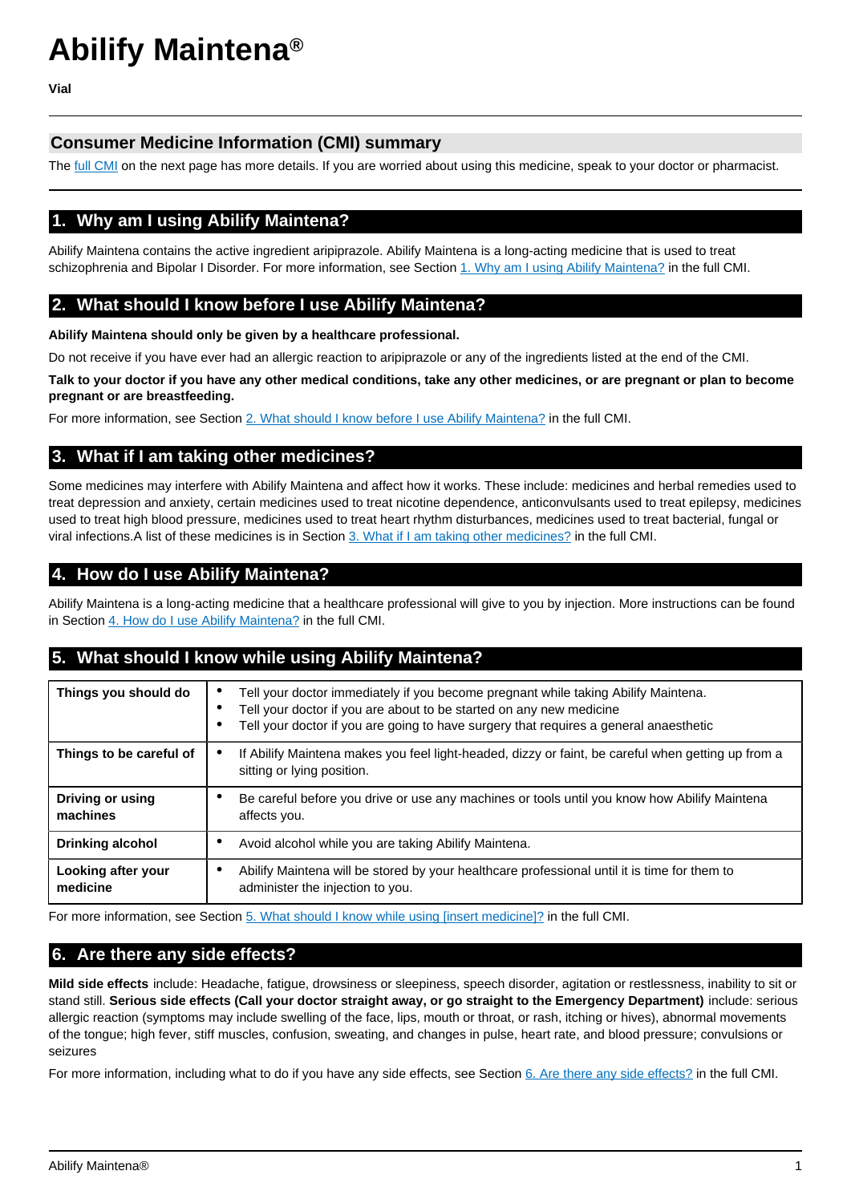# Abilify Maintena®

**Vial**

## Consumer Medicine Information (CMI) summary

The full CMI on the next page has more details. If you are worried about using this medicine, speak to your doctor or pharmacist.

## 1. Why am I using Abilify Maintena?

Abilify Maintena contains the active ingredient aripiprazole. Abilify Maintena is a long-acting medicine that is used to treat schizophrenia and Bipolar I Disorder. For more information, see Section 1. Why am I using Abilify Maintena? in the full CMI.

## 2. What should I know before I use Abilify Maintena?

**Abilify Maintena should only be given by a healthcare professional.**

Do not receive if you have ever had an allergic reaction to aripiprazole or any of the ingredients listed at the end of the CMI.

**Talk to your doctor if you have any other medical conditions, take any other medicines, or are pregnant or plan to become pregnant or are breastfeeding.**

For more information, see Section 2. What should I know before I use Abilify Maintena? in the full CMI.

## 3. What if I am taking other medicines?

Some medicines may interfere with Abilify Maintena and affect how it works. These include: medicines and herbal remedies used to treat depression and anxiety, certain medicines used to treat nicotine dependence, anticonvulsants used to treat epilepsy, medicines used to treat high blood pressure, medicines used to treat heart rhythm disturbances, medicines used to treat bacterial, fungal or viral infections.A list of these medicines is in Section 3. What if I am taking other medicines? in the full CMI.

## 4. How do I use Abilify Maintena?

Abilify Maintena is a long-acting medicine that a healthcare professional will give to you by injection. More instructions can be found in Section 4. How do I use Abilify Maintena? in the full CMI.

## 5. What should I know while using Abilify Maintena?

| | |
|---|---|
| **Things you should do** | • Tell your doctor immediately if you become pregnant while taking Abilify Maintena.<br>• Tell your doctor if you are about to be started on any new medicine<br>• Tell your doctor if you are going to have surgery that requires a general anaesthetic |
| **Things to be careful of** | • If Abilify Maintena makes you feel light-headed, dizzy or faint, be careful when getting up from a sitting or lying position. |
| **Driving or using machines** | • Be careful before you drive or use any machines or tools until you know how Abilify Maintena affects you. |
| **Drinking alcohol** | • Avoid alcohol while you are taking Abilify Maintena. |
| **Looking after your medicine** | • Abilify Maintena will be stored by your healthcare professional until it is time for them to administer the injection to you. |

For more information, see Section 5. What should I know while using [insert medicine]? in the full CMI.

## 6. Are there any side effects?

**Mild side effects** include: Headache, fatigue, drowsiness or sleepiness, speech disorder, agitation or restlessness, inability to sit or stand still. **Serious side effects (Call your doctor straight away, or go straight to the Emergency Department)** include: serious allergic reaction (symptoms may include swelling of the face, lips, mouth or throat, or rash, itching or hives), abnormal movements of the tongue; high fever, stiff muscles, confusion, sweating, and changes in pulse, heart rate, and blood pressure; convulsions or seizures

For more information, including what to do if you have any side effects, see Section 6. Are there any side effects? in the full CMI.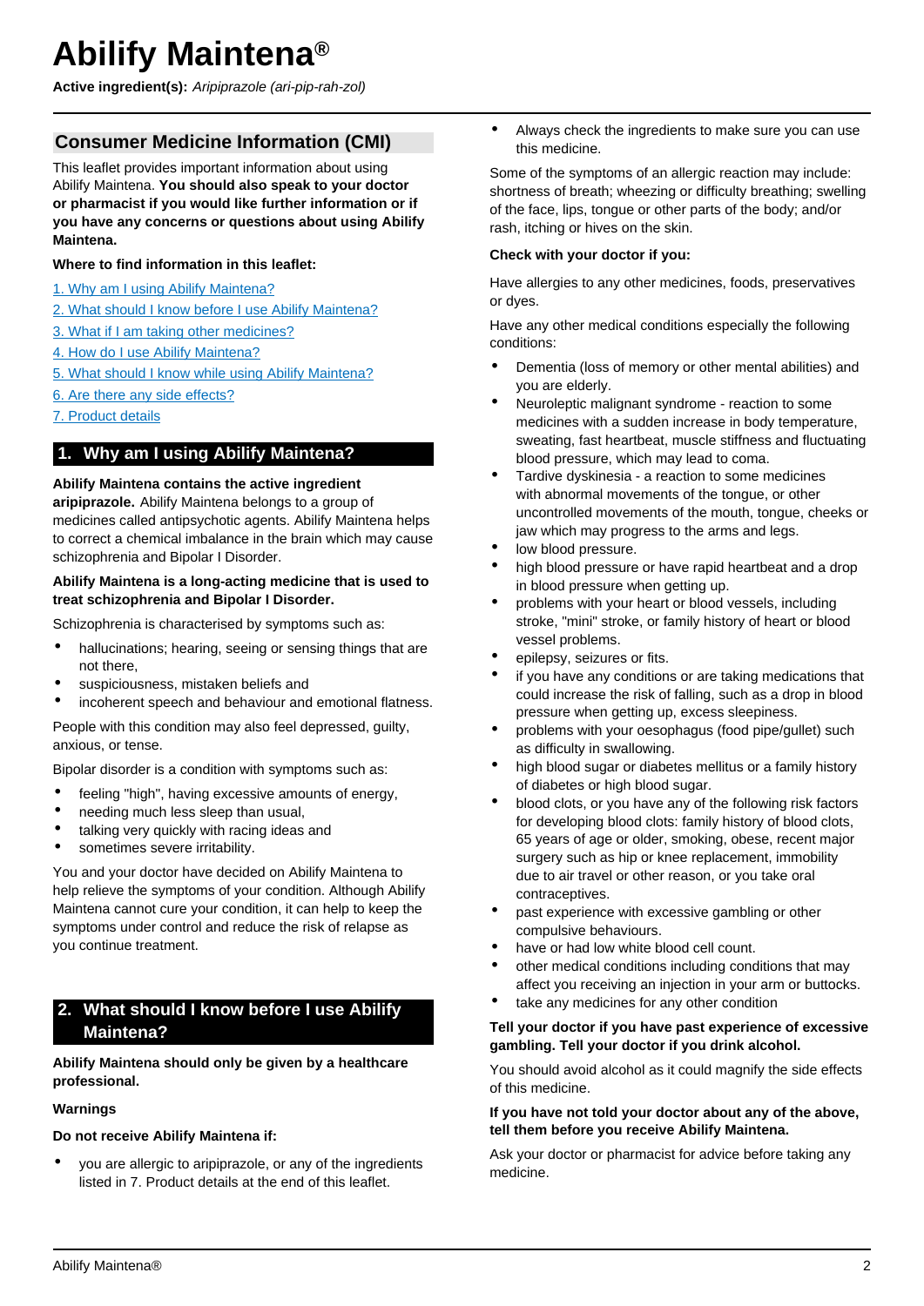# Abilify Maintena®

**Active ingredient(s):** *Aripiprazole (ari-pip-rah-zol)*

## Consumer Medicine Information (CMI)

This leaflet provides important information about using Abilify Maintena. **You should also speak to your doctor or pharmacist if you would like further information or if you have any concerns or questions about using Abilify Maintena.**

**Where to find information in this leaflet:**

1. Why am I using Abilify Maintena?
2. What should I know before I use Abilify Maintena?
3. What if I am taking other medicines?
4. How do I use Abilify Maintena?
5. What should I know while using Abilify Maintena?
6. Are there any side effects?
7. Product details

## 1. Why am I using Abilify Maintena?

**Abilify Maintena contains the active ingredient aripiprazole.** Abilify Maintena belongs to a group of medicines called antipsychotic agents. Abilify Maintena helps to correct a chemical imbalance in the brain which may cause schizophrenia and Bipolar I Disorder.

**Abilify Maintena is a long-acting medicine that is used to treat schizophrenia and Bipolar I Disorder.**

Schizophrenia is characterised by symptoms such as:

- hallucinations; hearing, seeing or sensing things that are not there,
- suspiciousness, mistaken beliefs and
- incoherent speech and behaviour and emotional flatness.

People with this condition may also feel depressed, guilty, anxious, or tense.

Bipolar disorder is a condition with symptoms such as:

- feeling "high", having excessive amounts of energy,
- needing much less sleep than usual,
- talking very quickly with racing ideas and
- sometimes severe irritability.

You and your doctor have decided on Abilify Maintena to help relieve the symptoms of your condition. Although Abilify Maintena cannot cure your condition, it can help to keep the symptoms under control and reduce the risk of relapse as you continue treatment.

## 2. What should I know before I use Abilify Maintena?

**Abilify Maintena should only be given by a healthcare professional.**

**Warnings**

**Do not receive Abilify Maintena if:**

- you are allergic to aripiprazole, or any of the ingredients listed in 7. Product details at the end of this leaflet.
- Always check the ingredients to make sure you can use this medicine.

Some of the symptoms of an allergic reaction may include: shortness of breath; wheezing or difficulty breathing; swelling of the face, lips, tongue or other parts of the body; and/or rash, itching or hives on the skin.

**Check with your doctor if you:**

Have allergies to any other medicines, foods, preservatives or dyes.

Have any other medical conditions especially the following conditions:

- Dementia (loss of memory or other mental abilities) and you are elderly.
- Neuroleptic malignant syndrome - reaction to some medicines with a sudden increase in body temperature, sweating, fast heartbeat, muscle stiffness and fluctuating blood pressure, which may lead to coma.
- Tardive dyskinesia - a reaction to some medicines with abnormal movements of the tongue, or other uncontrolled movements of the mouth, tongue, cheeks or jaw which may progress to the arms and legs.
- low blood pressure.
- high blood pressure or have rapid heartbeat and a drop in blood pressure when getting up.
- problems with your heart or blood vessels, including stroke, "mini" stroke, or family history of heart or blood vessel problems.
- epilepsy, seizures or fits.
- if you have any conditions or are taking medications that could increase the risk of falling, such as a drop in blood pressure when getting up, excess sleepiness.
- problems with your oesophagus (food pipe/gullet) such as difficulty in swallowing.
- high blood sugar or diabetes mellitus or a family history of diabetes or high blood sugar.
- blood clots, or you have any of the following risk factors for developing blood clots: family history of blood clots, 65 years of age or older, smoking, obese, recent major surgery such as hip or knee replacement, immobility due to air travel or other reason, or you take oral contraceptives.
- past experience with excessive gambling or other compulsive behaviours.
- have or had low white blood cell count.
- other medical conditions including conditions that may affect you receiving an injection in your arm or buttocks.
- take any medicines for any other condition

**Tell your doctor if you have past experience of excessive gambling. Tell your doctor if you drink alcohol.**

You should avoid alcohol as it could magnify the side effects of this medicine.

**If you have not told your doctor about any of the above, tell them before you receive Abilify Maintena.**

Ask your doctor or pharmacist for advice before taking any medicine.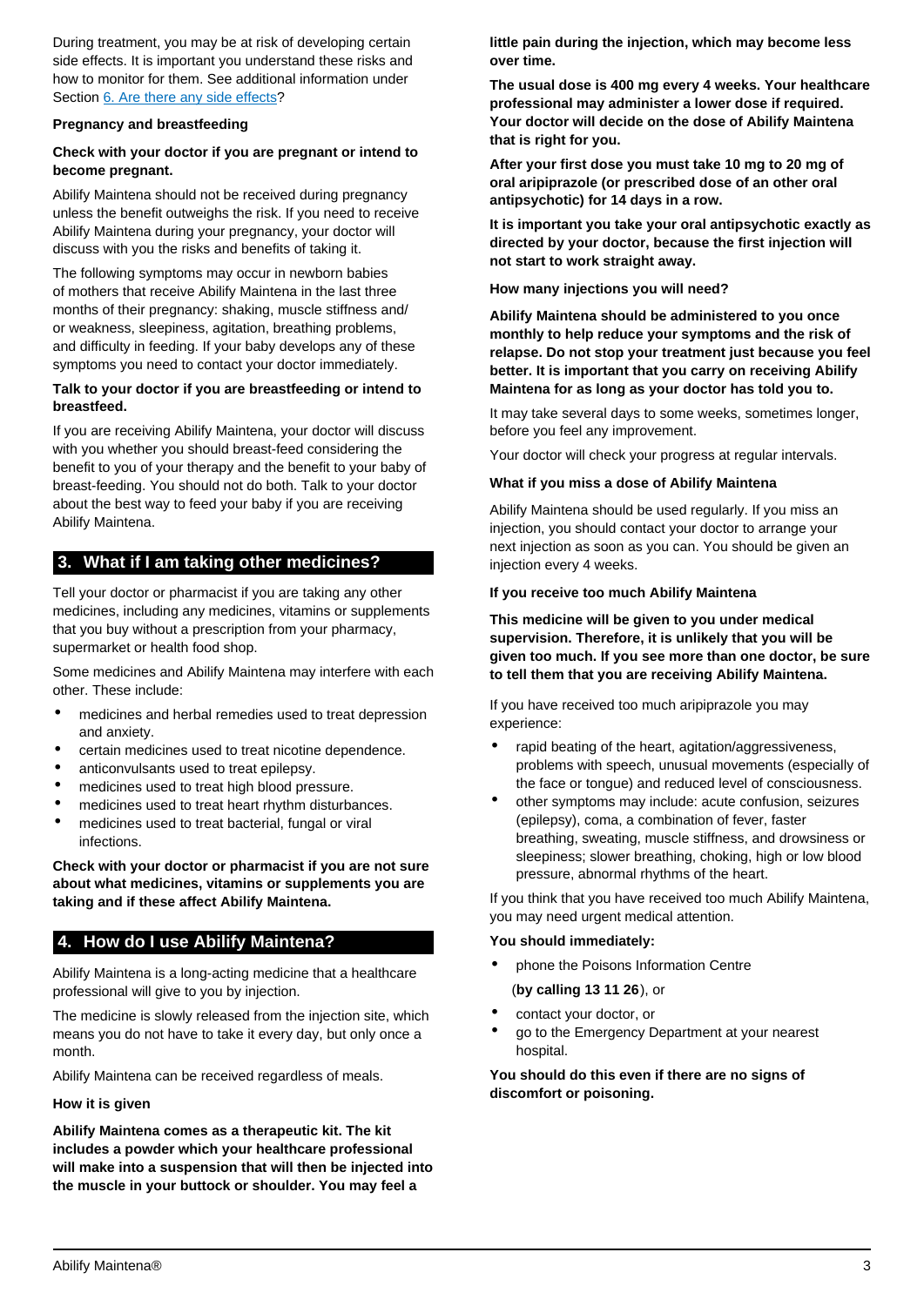During treatment, you may be at risk of developing certain side effects. It is important you understand these risks and how to monitor for them. See additional information under Section 6. Are there any side effects?

**Pregnancy and breastfeeding**

**Check with your doctor if you are pregnant or intend to become pregnant.**

Abilify Maintena should not be received during pregnancy unless the benefit outweighs the risk. If you need to receive Abilify Maintena during your pregnancy, your doctor will discuss with you the risks and benefits of taking it.

The following symptoms may occur in newborn babies of mothers that receive Abilify Maintena in the last three months of their pregnancy: shaking, muscle stiffness and/or weakness, sleepiness, agitation, breathing problems, and difficulty in feeding. If your baby develops any of these symptoms you need to contact your doctor immediately.

**Talk to your doctor if you are breastfeeding or intend to breastfeed.**

If you are receiving Abilify Maintena, your doctor will discuss with you whether you should breast-feed considering the benefit to you of your therapy and the benefit to your baby of breast-feeding. You should not do both. Talk to your doctor about the best way to feed your baby if you are receiving Abilify Maintena.

## 3. What if I am taking other medicines?

Tell your doctor or pharmacist if you are taking any other medicines, including any medicines, vitamins or supplements that you buy without a prescription from your pharmacy, supermarket or health food shop.

Some medicines and Abilify Maintena may interfere with each other. These include:

- medicines and herbal remedies used to treat depression and anxiety.
- certain medicines used to treat nicotine dependence.
- anticonvulsants used to treat epilepsy.
- medicines used to treat high blood pressure.
- medicines used to treat heart rhythm disturbances.
- medicines used to treat bacterial, fungal or viral infections.

**Check with your doctor or pharmacist if you are not sure about what medicines, vitamins or supplements you are taking and if these affect Abilify Maintena.**

## 4. How do I use Abilify Maintena?

Abilify Maintena is a long-acting medicine that a healthcare professional will give to you by injection.

The medicine is slowly released from the injection site, which means you do not have to take it every day, but only once a month.

Abilify Maintena can be received regardless of meals.

**How it is given**

**Abilify Maintena comes as a therapeutic kit. The kit includes a powder which your healthcare professional will make into a suspension that will then be injected into the muscle in your buttock or shoulder. You may feel a little pain during the injection, which may become less over time.**

**The usual dose is 400 mg every 4 weeks. Your healthcare professional may administer a lower dose if required. Your doctor will decide on the dose of Abilify Maintena that is right for you.**

**After your first dose you must take 10 mg to 20 mg of oral aripiprazole (or prescribed dose of an other oral antipsychotic) for 14 days in a row.**

**It is important you take your oral antipsychotic exactly as directed by your doctor, because the first injection will not start to work straight away.**

**How many injections you will need?**

**Abilify Maintena should be administered to you once monthly to help reduce your symptoms and the risk of relapse. Do not stop your treatment just because you feel better. It is important that you carry on receiving Abilify Maintena for as long as your doctor has told you to.**

It may take several days to some weeks, sometimes longer, before you feel any improvement.

Your doctor will check your progress at regular intervals.

**What if you miss a dose of Abilify Maintena**

Abilify Maintena should be used regularly. If you miss an injection, you should contact your doctor to arrange your next injection as soon as you can. You should be given an injection every 4 weeks.

**If you receive too much Abilify Maintena**

**This medicine will be given to you under medical supervision. Therefore, it is unlikely that you will be given too much. If you see more than one doctor, be sure to tell them that you are receiving Abilify Maintena.**

If you have received too much aripiprazole you may experience:

- rapid beating of the heart, agitation/aggressiveness, problems with speech, unusual movements (especially of the face or tongue) and reduced level of consciousness.
- other symptoms may include: acute confusion, seizures (epilepsy), coma, a combination of fever, faster breathing, sweating, muscle stiffness, and drowsiness or sleepiness; slower breathing, choking, high or low blood pressure, abnormal rhythms of the heart.

If you think that you have received too much Abilify Maintena, you may need urgent medical attention.

**You should immediately:**

- phone the Poisons Information Centre (**by calling 13 11 26**), or
- contact your doctor, or
- go to the Emergency Department at your nearest hospital.

**You should do this even if there are no signs of discomfort or poisoning.**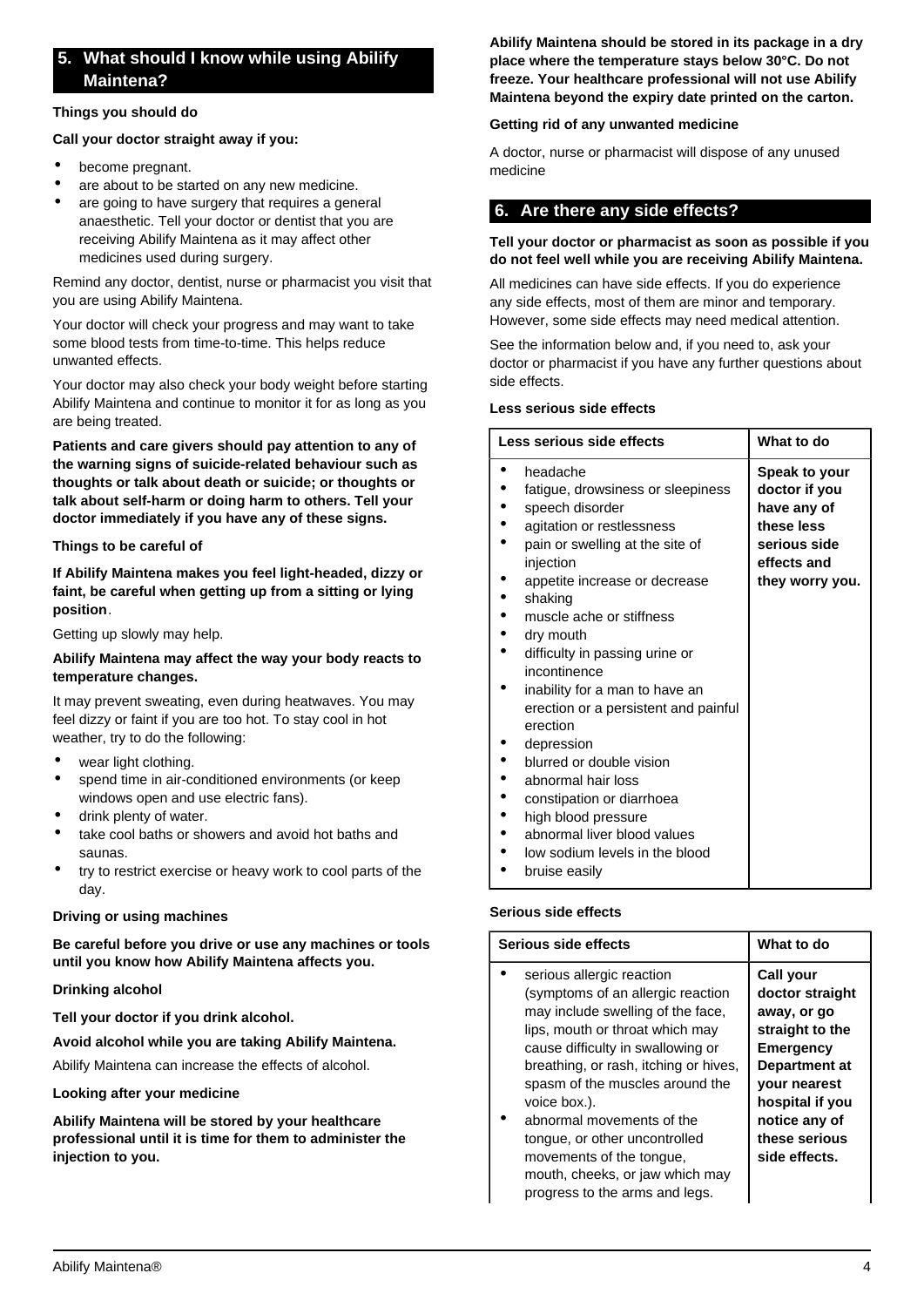## 5. What should I know while using Abilify Maintena?

**Things you should do**

**Call your doctor straight away if you:**

- become pregnant.
- are about to be started on any new medicine.
- are going to have surgery that requires a general anaesthetic. Tell your doctor or dentist that you are receiving Abilify Maintena as it may affect other medicines used during surgery.

Remind any doctor, dentist, nurse or pharmacist you visit that you are using Abilify Maintena.

Your doctor will check your progress and may want to take some blood tests from time-to-time. This helps reduce unwanted effects.

Your doctor may also check your body weight before starting Abilify Maintena and continue to monitor it for as long as you are being treated.

**Patients and care givers should pay attention to any of the warning signs of suicide-related behaviour such as thoughts or talk about death or suicide; or thoughts or talk about self-harm or doing harm to others. Tell your doctor immediately if you have any of these signs.**

**Things to be careful of**

**If Abilify Maintena makes you feel light-headed, dizzy or faint, be careful when getting up from a sitting or lying position**.

Getting up slowly may help.

**Abilify Maintena may affect the way your body reacts to temperature changes.**

It may prevent sweating, even during heatwaves. You may feel dizzy or faint if you are too hot. To stay cool in hot weather, try to do the following:

- wear light clothing.
- spend time in air-conditioned environments (or keep windows open and use electric fans).
- drink plenty of water.
- take cool baths or showers and avoid hot baths and saunas.
- try to restrict exercise or heavy work to cool parts of the day.

**Driving or using machines**

**Be careful before you drive or use any machines or tools until you know how Abilify Maintena affects you.**

**Drinking alcohol**

**Tell your doctor if you drink alcohol.**

**Avoid alcohol while you are taking Abilify Maintena.**

Abilify Maintena can increase the effects of alcohol.

**Looking after your medicine**

**Abilify Maintena will be stored by your healthcare professional until it is time for them to administer the injection to you.**

**Abilify Maintena should be stored in its package in a dry place where the temperature stays below 30°C. Do not freeze. Your healthcare professional will not use Abilify Maintena beyond the expiry date printed on the carton.**

**Getting rid of any unwanted medicine**

A doctor, nurse or pharmacist will dispose of any unused medicine

## 6. Are there any side effects?

**Tell your doctor or pharmacist as soon as possible if you do not feel well while you are receiving Abilify Maintena.**

All medicines can have side effects. If you do experience any side effects, most of them are minor and temporary. However, some side effects may need medical attention.

See the information below and, if you need to, ask your doctor or pharmacist if you have any further questions about side effects.

**Less serious side effects**

| Less serious side effects | What to do |
|---|---|
| • headache<br>• fatigue, drowsiness or sleepiness<br>• speech disorder<br>• agitation or restlessness<br>• pain or swelling at the site of injection<br>• appetite increase or decrease<br>• shaking<br>• muscle ache or stiffness<br>• dry mouth<br>• difficulty in passing urine or incontinence<br>• inability for a man to have an erection or a persistent and painful erection<br>• depression<br>• blurred or double vision<br>• abnormal hair loss<br>• constipation or diarrhoea<br>• high blood pressure<br>• abnormal liver blood values<br>• low sodium levels in the blood<br>• bruise easily | **Speak to your doctor if you have any of these less serious side effects and they worry you.** |

**Serious side effects**

| Serious side effects | What to do |
|---|---|
| • serious allergic reaction (symptoms of an allergic reaction may include swelling of the face, lips, mouth or throat which may cause difficulty in swallowing or breathing, or rash, itching or hives, spasm of the muscles around the voice box.).<br>• abnormal movements of the tongue, or other uncontrolled movements of the tongue, mouth, cheeks, or jaw which may progress to the arms and legs. | **Call your doctor straight away, or go straight to the Emergency Department at your nearest hospital if you notice any of these serious side effects.** |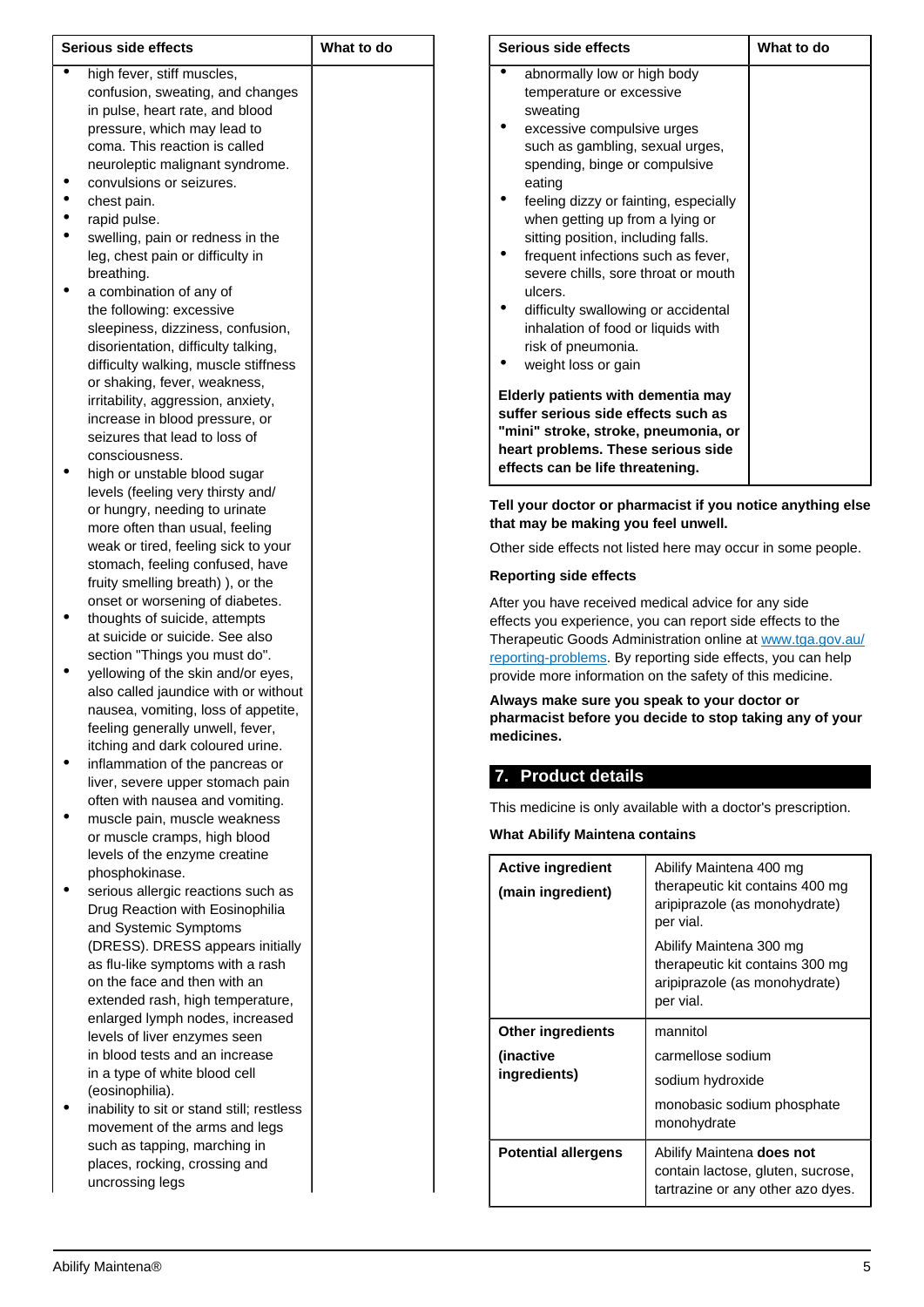| Serious side effects | What to do |
|---|---|
| • high fever, stiff muscles, confusion, sweating, and changes in pulse, heart rate, and blood pressure, which may lead to coma. This reaction is called neuroleptic malignant syndrome.<br>• convulsions or seizures.<br>• chest pain.<br>• rapid pulse.<br>• swelling, pain or redness in the leg, chest pain or difficulty in breathing.<br>• a combination of any of the following: excessive sleepiness, dizziness, confusion, disorientation, difficulty talking, difficulty walking, muscle stiffness or shaking, fever, weakness, irritability, aggression, anxiety, increase in blood pressure, or seizures that lead to loss of consciousness.<br>• high or unstable blood sugar levels (feeling very thirsty and/ or hungry, needing to urinate more often than usual, feeling weak or tired, feeling sick to your stomach, feeling confused, have fruity smelling breath) ), or the onset or worsening of diabetes.<br>• thoughts of suicide, attempts at suicide or suicide. See also section "Things you must do".<br>• yellowing of the skin and/or eyes, also called jaundice with or without nausea, vomiting, loss of appetite, feeling generally unwell, fever, itching and dark coloured urine.<br>• inflammation of the pancreas or liver, severe upper stomach pain often with nausea and vomiting.<br>• muscle pain, muscle weakness or muscle cramps, high blood levels of the enzyme creatine phosphokinase.<br>• serious allergic reactions such as Drug Reaction with Eosinophilia and Systemic Symptoms (DRESS). DRESS appears initially as flu-like symptoms with a rash on the face and then with an extended rash, high temperature, enlarged lymph nodes, increased levels of liver enzymes seen in blood tests and an increase in a type of white blood cell (eosinophilia).<br>• inability to sit or stand still; restless movement of the arms and legs such as tapping, marching in places, rocking, crossing and uncrossing legs<br>• abnormally low or high body temperature or excessive sweating<br>• excessive compulsive urges such as gambling, sexual urges, spending, binge or compulsive eating<br>• feeling dizzy or fainting, especially when getting up from a lying or sitting position, including falls.<br>• frequent infections such as fever, severe chills, sore throat or mouth ulcers.<br>• difficulty swallowing or accidental inhalation of food or liquids with risk of pneumonia.<br>• weight loss or gain<br><br>**Elderly patients with dementia may suffer serious side effects such as "mini" stroke, stroke, pneumonia, or heart problems. These serious side effects can be life threatening.** | |

**Tell your doctor or pharmacist if you notice anything else that may be making you feel unwell.**

Other side effects not listed here may occur in some people.

**Reporting side effects**

After you have received medical advice for any side effects you experience, you can report side effects to the Therapeutic Goods Administration online at www.tga.gov.au/reporting-problems. By reporting side effects, you can help provide more information on the safety of this medicine.

**Always make sure you speak to your doctor or pharmacist before you decide to stop taking any of your medicines.**

## 7. Product details

This medicine is only available with a doctor's prescription.

**What Abilify Maintena contains**

| | |
|---|---|
| **Active ingredient**<br>**(main ingredient)** | Abilify Maintena 400 mg therapeutic kit contains 400 mg aripiprazole (as monohydrate) per vial.<br>Abilify Maintena 300 mg therapeutic kit contains 300 mg aripiprazole (as monohydrate) per vial. |
| **Other ingredients**<br>**(inactive ingredients)** | mannitol<br>carmellose sodium<br>sodium hydroxide<br>monobasic sodium phosphate monohydrate |
| **Potential allergens** | Abilify Maintena **does not** contain lactose, gluten, sucrose, tartrazine or any other azo dyes. |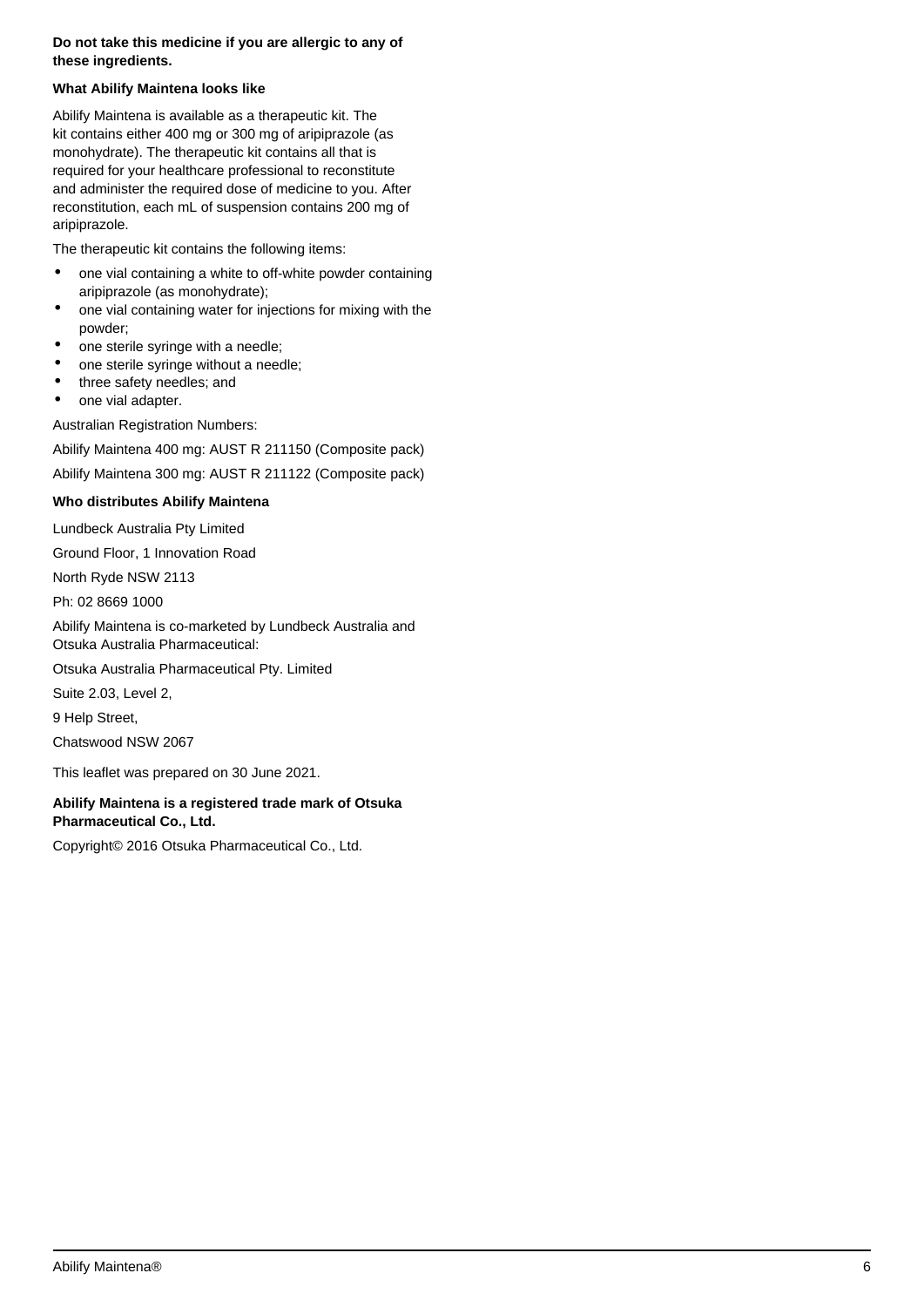**Do not take this medicine if you are allergic to any of these ingredients.**

**What Abilify Maintena looks like**

Abilify Maintena is available as a therapeutic kit. The kit contains either 400 mg or 300 mg of aripiprazole (as monohydrate). The therapeutic kit contains all that is required for your healthcare professional to reconstitute and administer the required dose of medicine to you. After reconstitution, each mL of suspension contains 200 mg of aripiprazole.

The therapeutic kit contains the following items:

- one vial containing a white to off-white powder containing aripiprazole (as monohydrate);
- one vial containing water for injections for mixing with the powder;
- one sterile syringe with a needle;
- one sterile syringe without a needle;
- three safety needles; and
- one vial adapter.

Australian Registration Numbers:

Abilify Maintena 400 mg: AUST R 211150 (Composite pack)

Abilify Maintena 300 mg: AUST R 211122 (Composite pack)

**Who distributes Abilify Maintena**

Lundbeck Australia Pty Limited

Ground Floor, 1 Innovation Road

North Ryde NSW 2113

Ph: 02 8669 1000

Abilify Maintena is co-marketed by Lundbeck Australia and Otsuka Australia Pharmaceutical:

Otsuka Australia Pharmaceutical Pty. Limited

Suite 2.03, Level 2,

9 Help Street,

Chatswood NSW 2067

This leaflet was prepared on 30 June 2021.

**Abilify Maintena is a registered trade mark of Otsuka Pharmaceutical Co., Ltd.**

Copyright© 2016 Otsuka Pharmaceutical Co., Ltd.